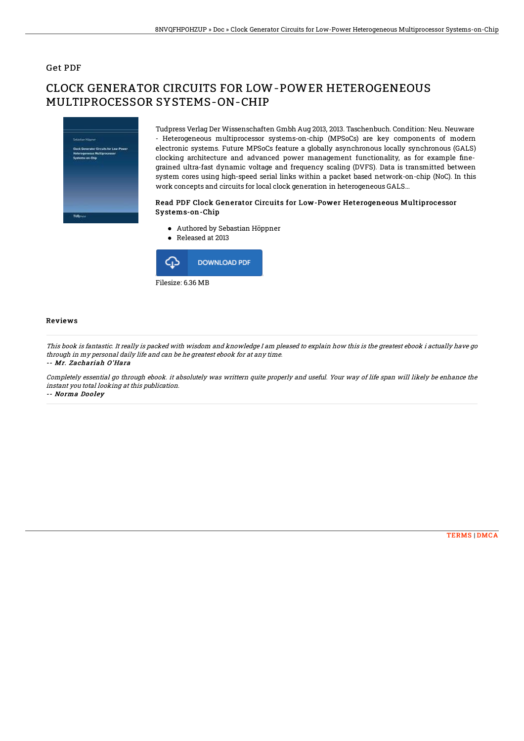## Get PDF

# CLOCK GENERATOR CIRCUITS FOR LOW-POWER HETEROGENEOUS MULTIPROCESSOR SYSTEMS-ON-CHIP

Tudpress Verlag Der Wissenschaften Gmbh Aug 2013, 2013. Taschenbuch. Condition: Neu. Neuware - Heterogeneous multiprocessor systems-on-chip (MPSoCs) are key components of modern electronic systems. Future MPSoCs feature a globally asynchronous locally synchronous (GALS) clocking architecture and advanced power management functionality, as for example fine-grained ultra-fast dynamic voltage and frequency scaling (DVFS). Data is transmitted between system cores using high-speed serial links within a packet based network-on-chip (NoC). In this work concepts and circuits for local clock generation in heterogeneous GALS...

### Read PDF Clock Generator Circuits for Low-Power Heterogeneous Multiprocessor Systems-on-Chip

- Authored by Sebastian Höppner
- Released at 2013

DOWNLOAD PDF

Filesize: 6.36 MB

### Reviews

*This book is fantastic. It really is packed with wisdom and knowledge I am pleased to explain how this is the greatest ebook i actually have go through in my personal daily life and can be he greatest ebook for at any time.*

**-- *Mr. Zachariah O'Hara***

*Completely essential go through ebook. it absolutely was writtern quite properly and useful. Your way of life span will likely be enhance the instant you total looking at this publication.*

**-- *Norma Dooley***

TERMS | DMCA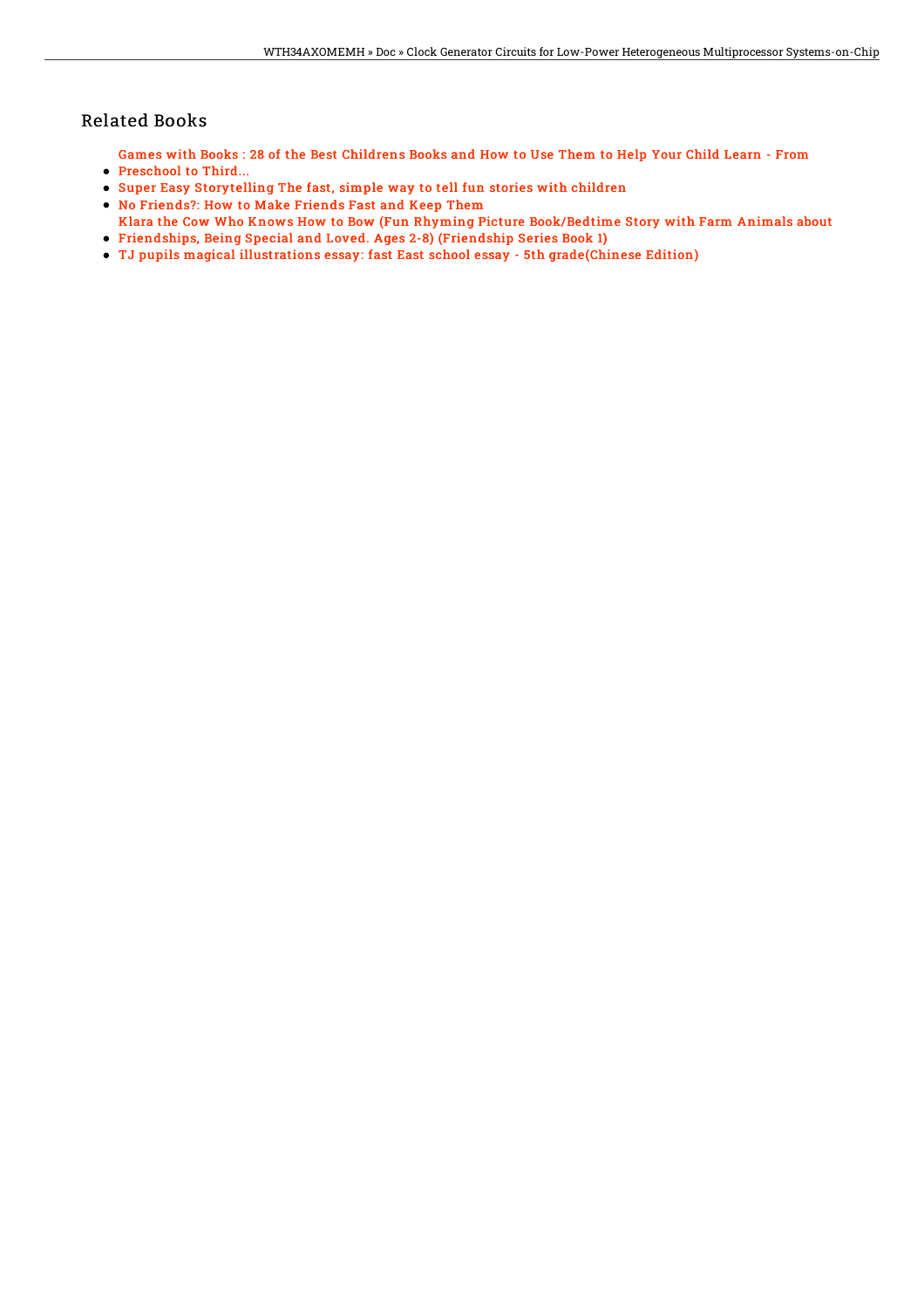## Related Books

- Games with Books : 28 of the Best Childrens Books and How to Use Them to Help Your Child Learn - From Preschool to Third...
- Super Easy Storytelling The fast, simple way to tell fun stories with children
- No Friends?: How to Make Friends Fast and Keep Them
- Klara the Cow Who Knows How to Bow (Fun Rhyming Picture Book/Bedtime Story with Farm Animals about Friendships, Being Special and Loved. Ages 2-8) (Friendship Series Book 1)
- TJ pupils magical illustrations essay: fast East school essay - 5th grade(Chinese Edition)